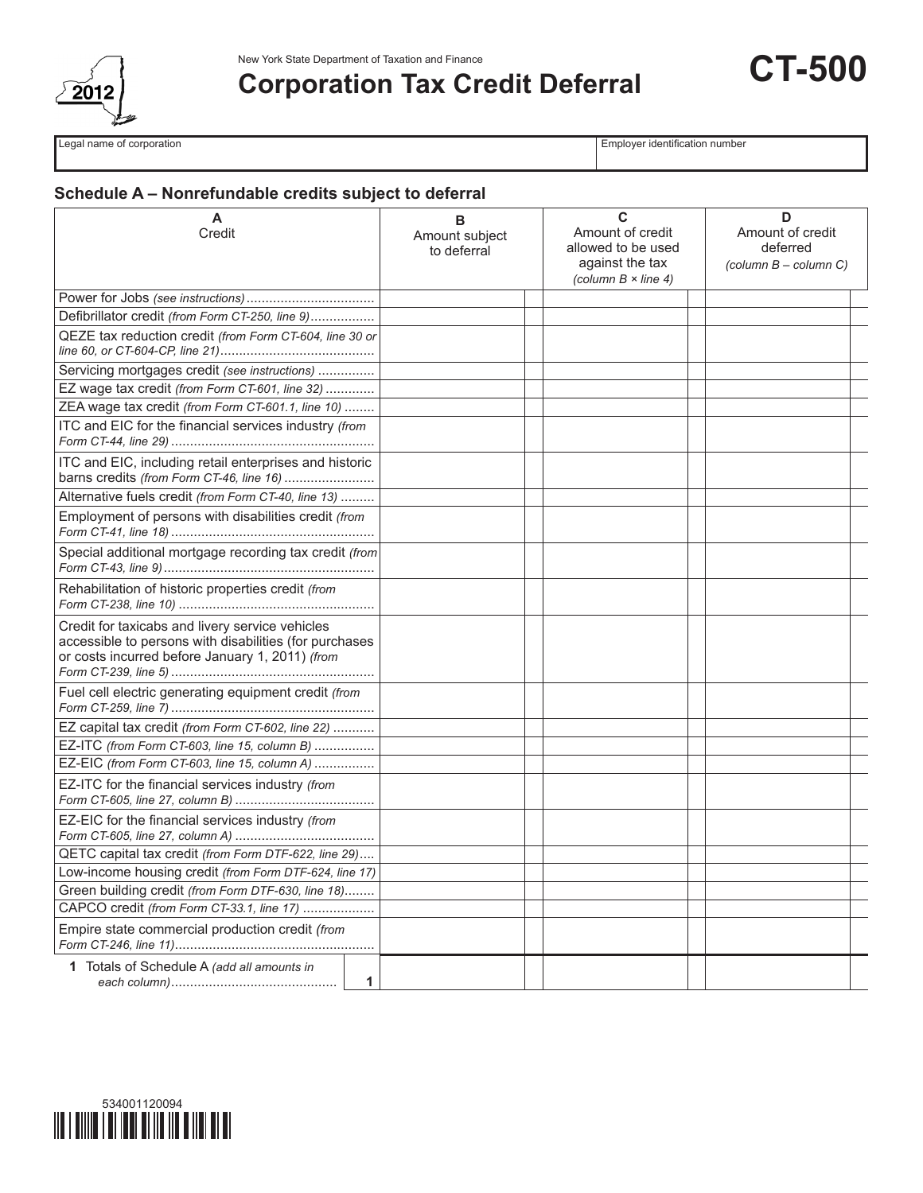New York State Department of Taxation and Finance

# Corporation Tax Credit Deferral

# CT-500

2012

| Legal name of corporation | Employer identification number |
|---|---|
| | |

## Schedule A – Nonrefundable credits subject to deferral

| A<br>Credit | B<br>Amount subject to deferral | C<br>Amount of credit allowed to be used against the tax<br>*(column B × line 4)* | D<br>Amount of credit deferred<br>*(column B – column C)* |
|---|---|---|---|
| Power for Jobs *(see instructions)* | | | |
| Defibrillator credit *(from Form CT-250, line 9)* | | | |
| QEZE tax reduction credit *(from Form CT-604, line 30 or line 60, or CT-604-CP, line 21)* | | | |
| Servicing mortgages credit *(see instructions)* | | | |
| EZ wage tax credit *(from Form CT-601, line 32)* | | | |
| ZEA wage tax credit *(from Form CT-601.1, line 10)* | | | |
| ITC and EIC for the financial services industry *(from Form CT-44, line 29)* | | | |
| ITC and EIC, including retail enterprises and historic barns credits *(from Form CT-46, line 16)* | | | |
| Alternative fuels credit *(from Form CT-40, line 13)* | | | |
| Employment of persons with disabilities credit *(from Form CT-41, line 18)* | | | |
| Special additional mortgage recording tax credit *(from Form CT-43, line 9)* | | | |
| Rehabilitation of historic properties credit *(from Form CT-238, line 10)* | | | |
| Credit for taxicabs and livery service vehicles accessible to persons with disabilities (for purchases or costs incurred before January 1, 2011) *(from Form CT-239, line 5)* | | | |
| Fuel cell electric generating equipment credit *(from Form CT-259, line 7)* | | | |
| EZ capital tax credit *(from Form CT-602, line 22)* | | | |
| EZ-ITC *(from Form CT-603, line 15, column B)* | | | |
| EZ-EIC *(from Form CT-603, line 15, column A)* | | | |
| EZ-ITC for the financial services industry *(from Form CT-605, line 27, column B)* | | | |
| EZ-EIC for the financial services industry *(from Form CT-605, line 27, column A)* | | | |
| QETC capital tax credit *(from Form DTF-622, line 29)* | | | |
| Low-income housing credit *(from Form DTF-624, line 17)* | | | |
| Green building credit *(from Form DTF-630, line 18)* | | | |
| CAPCO credit *(from Form CT-33.1, line 17)* | | | |
| Empire state commercial production credit *(from Form CT-246, line 11)* | | | |
| **1** Totals of Schedule A *(add all amounts in each column)* ... **1** | | | |

534001120094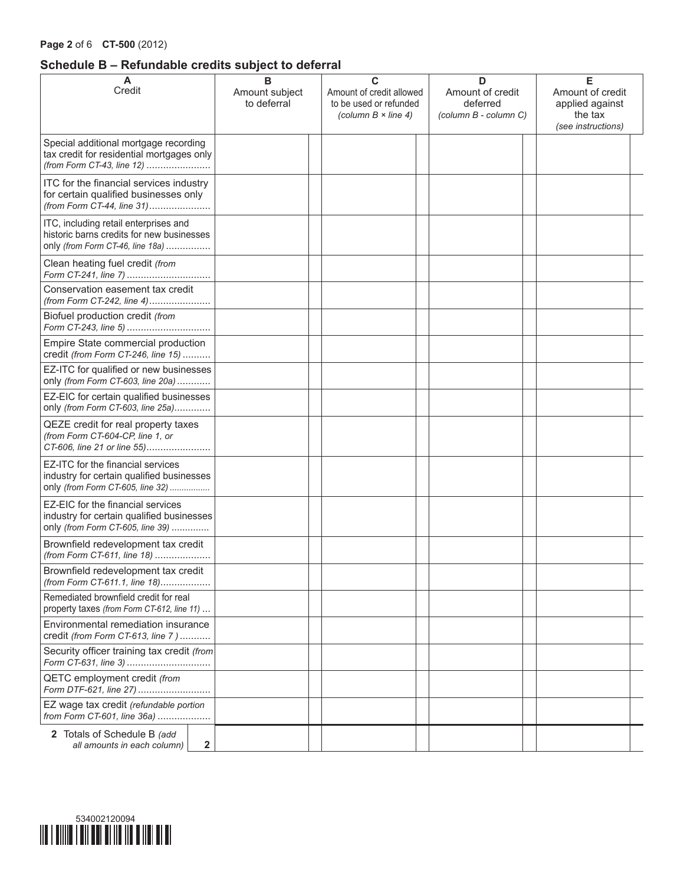## Schedule B – Refundable credits subject to deferral

| A<br>Credit | B<br>Amount subject to deferral | C<br>Amount of credit allowed to be used or refunded *(column B × line 4)* | D<br>Amount of credit deferred *(column B - column C)* | E<br>Amount of credit applied against the tax *(see instructions)* |
|---|---|---|---|---|
| Special additional mortgage recording tax credit for residential mortgages only *(from Form CT-43, line 12)* | | | | |
| ITC for the financial services industry for certain qualified businesses only *(from Form CT-44, line 31)* | | | | |
| ITC, including retail enterprises and historic barns credits for new businesses only *(from Form CT-46, line 18a)* | | | | |
| Clean heating fuel credit *(from Form CT-241, line 7)* | | | | |
| Conservation easement tax credit *(from Form CT-242, line 4)* | | | | |
| Biofuel production credit *(from Form CT-243, line 5)* | | | | |
| Empire State commercial production credit *(from Form CT-246, line 15)* | | | | |
| EZ-ITC for qualified or new businesses only *(from Form CT-603, line 20a)* | | | | |
| EZ-EIC for certain qualified businesses only *(from Form CT-603, line 25a)* | | | | |
| QEZE credit for real property taxes *(from Form CT-604-CP, line 1, or CT-606, line 21 or line 55)* | | | | |
| EZ-ITC for the financial services industry for certain qualified businesses only *(from Form CT-605, line 32)* | | | | |
| EZ-EIC for the financial services industry for certain qualified businesses only *(from Form CT-605, line 39)* | | | | |
| Brownfield redevelopment tax credit *(from Form CT-611, line 18)* | | | | |
| Brownfield redevelopment tax credit *(from Form CT-611.1, line 18)* | | | | |
| Remediated brownfield credit for real property taxes *(from Form CT-612, line 11)* | | | | |
| Environmental remediation insurance credit *(from Form CT-613, line 7 )* | | | | |
| Security officer training tax credit *(from Form CT-631, line 3)* | | | | |
| QETC employment credit *(from Form DTF-621, line 27)* | | | | |
| EZ wage tax credit *(refundable portion from Form CT-601, line 36a)* | | | | |
| **2** Totals of Schedule B *(add all amounts in each column)* **2** | | | | |

534002120094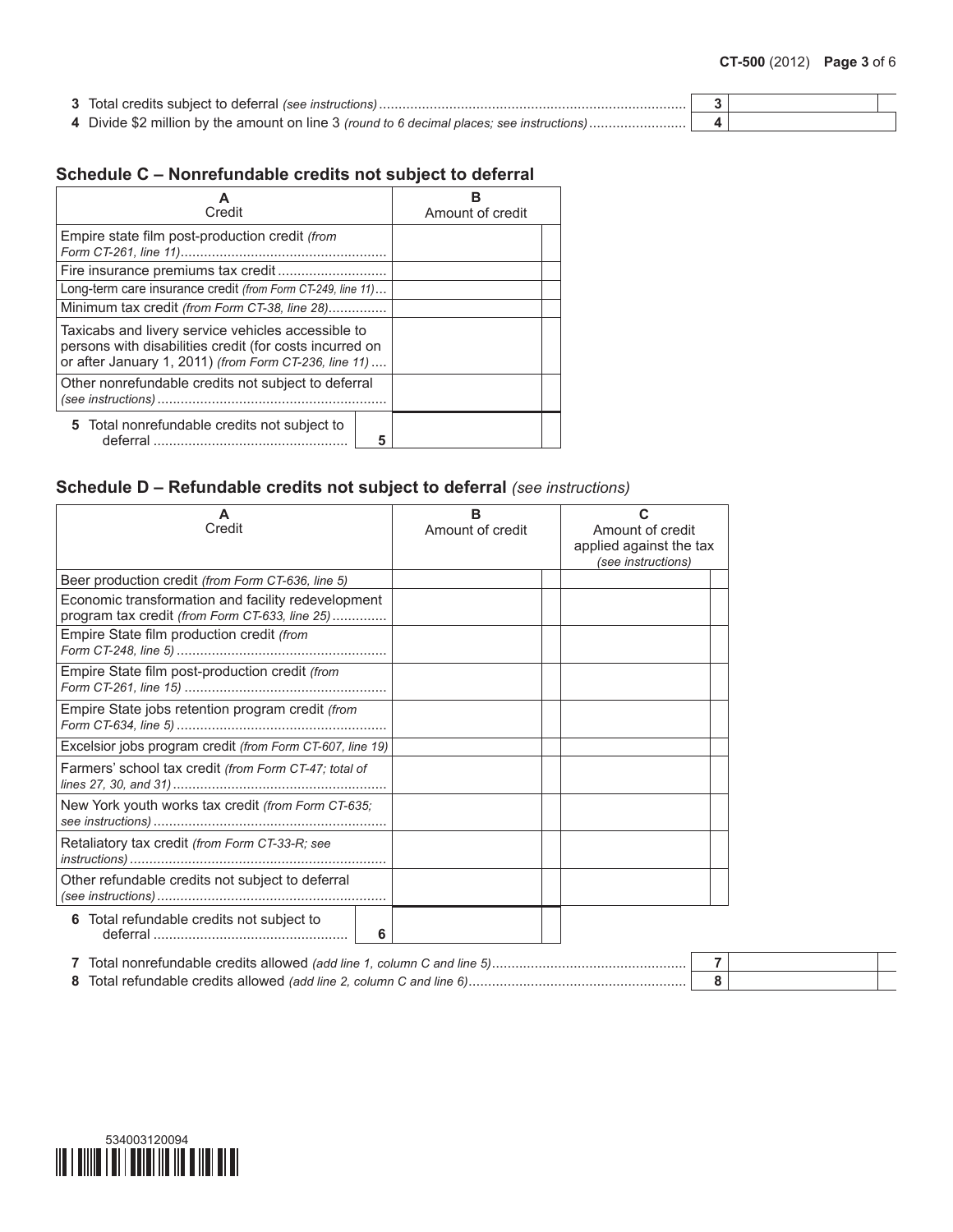3 Total credits subject to deferral *(see instructions)* .......... | 3 | |

4 Divide $2 million by the amount on line 3 *(round to 6 decimal places; see instructions)* .......... | 4 | |

## Schedule C – Nonrefundable credits not subject to deferral

| A<br>Credit | | B<br>Amount of credit |
|---|---|---|
| Empire state film post-production credit *(from Form CT-261, line 11)* | | |
| Fire insurance premiums tax credit | | |
| Long-term care insurance credit *(from Form CT-249, line 11)* | | |
| Minimum tax credit *(from Form CT-38, line 28)* | | |
| Taxicabs and livery service vehicles accessible to persons with disabilities credit (for costs incurred on or after January 1, 2011) *(from Form CT-236, line 11)* | | |
| Other nonrefundable credits not subject to deferral *(see instructions)* | | |
| 5 Total nonrefundable credits not subject to deferral | 5 | |

## Schedule D – Refundable credits not subject to deferral *(see instructions)*

| A<br>Credit | | B<br>Amount of credit | C<br>Amount of credit applied against the tax *(see instructions)* |
|---|---|---|---|
| Beer production credit *(from Form CT-636, line 5)* | | | |
| Economic transformation and facility redevelopment program tax credit *(from Form CT-633, line 25)* | | | |
| Empire State film production credit *(from Form CT-248, line 5)* | | | |
| Empire State film post-production credit *(from Form CT-261, line 15)* | | | |
| Empire State jobs retention program credit *(from Form CT-634, line 5)* | | | |
| Excelsior jobs program credit *(from Form CT-607, line 19)* | | | |
| Farmers' school tax credit *(from Form CT-47; total of lines 27, 30, and 31)* | | | |
| New York youth works tax credit *(from Form CT-635; see instructions)* | | | |
| Retaliatory tax credit *(from Form CT-33-R; see instructions)* | | | |
| Other refundable credits not subject to deferral *(see instructions)* | | | |
| 6 Total refundable credits not subject to deferral | 6 | | |

7 Total nonrefundable credits allowed *(add line 1, column C and line 5)* .......... | 7 | |

8 Total refundable credits allowed *(add line 2, column C and line 6)* .......... | 8 | |

534003120094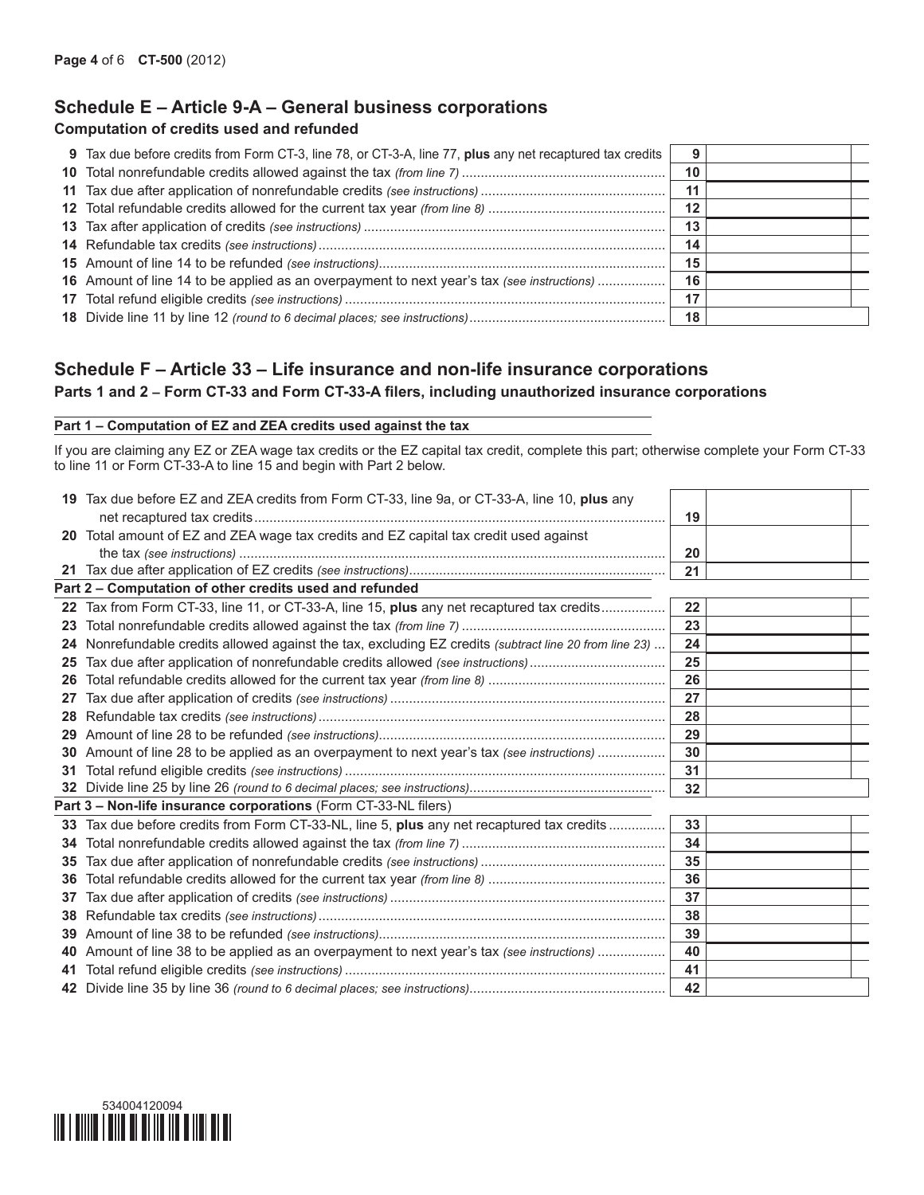## Schedule E – Article 9-A – General business corporations

### Computation of credits used and refunded

| | | | |
|---|---|---|---|
| **9** | Tax due before credits from Form CT-3, line 78, or CT-3-A, line 77, **plus** any net recaptured tax credits | 9 | |
| **10** | Total nonrefundable credits allowed against the tax *(from line 7)* | 10 | |
| **11** | Tax due after application of nonrefundable credits *(see instructions)* | 11 | |
| **12** | Total refundable credits allowed for the current tax year *(from line 8)* | 12 | |
| **13** | Tax after application of credits *(see instructions)* | 13 | |
| **14** | Refundable tax credits *(see instructions)* | 14 | |
| **15** | Amount of line 14 to be refunded *(see instructions)* | 15 | |
| **16** | Amount of line 14 to be applied as an overpayment to next year's tax *(see instructions)* | 16 | |
| **17** | Total refund eligible credits *(see instructions)* | 17 | |
| **18** | Divide line 11 by line 12 *(round to 6 decimal places; see instructions)* | 18 | |

## Schedule F – Article 33 – Life insurance and non-life insurance corporations

### Parts 1 and 2 – Form CT-33 and Form CT-33-A filers, including unauthorized insurance corporations

**Part 1 – Computation of EZ and ZEA credits used against the tax**

If you are claiming any EZ or ZEA wage tax credits or the EZ capital tax credit, complete this part; otherwise complete your Form CT-33 to line 11 or Form CT-33-A to line 15 and begin with Part 2 below.

| | | | |
|---|---|---|---|
| **19** | Tax due before EZ and ZEA credits from Form CT-33, line 9a, or CT-33-A, line 10, **plus** any net recaptured tax credits | 19 | |
| **20** | Total amount of EZ and ZEA wage tax credits and EZ capital tax credit used against the tax *(see instructions)* | 20 | |
| **21** | Tax due after application of EZ credits *(see instructions)* | 21 | |

**Part 2 – Computation of other credits used and refunded**

| | | | |
|---|---|---|---|
| **22** | Tax from Form CT-33, line 11, or CT-33-A, line 15, **plus** any net recaptured tax credits | 22 | |
| **23** | Total nonrefundable credits allowed against the tax *(from line 7)* | 23 | |
| **24** | Nonrefundable credits allowed against the tax, excluding EZ credits *(subtract line 20 from line 23)* | 24 | |
| **25** | Tax due after application of nonrefundable credits allowed *(see instructions)* | 25 | |
| **26** | Total refundable credits allowed for the current tax year *(from line 8)* | 26 | |
| **27** | Tax due after application of credits *(see instructions)* | 27 | |
| **28** | Refundable tax credits *(see instructions)* | 28 | |
| **29** | Amount of line 28 to be refunded *(see instructions)* | 29 | |
| **30** | Amount of line 28 to be applied as an overpayment to next year's tax *(see instructions)* | 30 | |
| **31** | Total refund eligible credits *(see instructions)* | 31 | |
| **32** | Divide line 25 by line 26 *(round to 6 decimal places; see instructions)* | 32 | |

**Part 3 – Non-life insurance corporations** (Form CT-33-NL filers)

| | | | |
|---|---|---|---|
| **33** | Tax due before credits from Form CT-33-NL, line 5, **plus** any net recaptured tax credits | 33 | |
| **34** | Total nonrefundable credits allowed against the tax *(from line 7)* | 34 | |
| **35** | Tax due after application of nonrefundable credits *(see instructions)* | 35 | |
| **36** | Total refundable credits allowed for the current tax year *(from line 8)* | 36 | |
| **37** | Tax due after application of credits *(see instructions)* | 37 | |
| **38** | Refundable tax credits *(see instructions)* | 38 | |
| **39** | Amount of line 38 to be refunded *(see instructions)* | 39 | |
| **40** | Amount of line 38 to be applied as an overpayment to next year's tax *(see instructions)* | 40 | |
| **41** | Total refund eligible credits *(see instructions)* | 41 | |
| **42** | Divide line 35 by line 36 *(round to 6 decimal places; see instructions)* | 42 | |

534004120094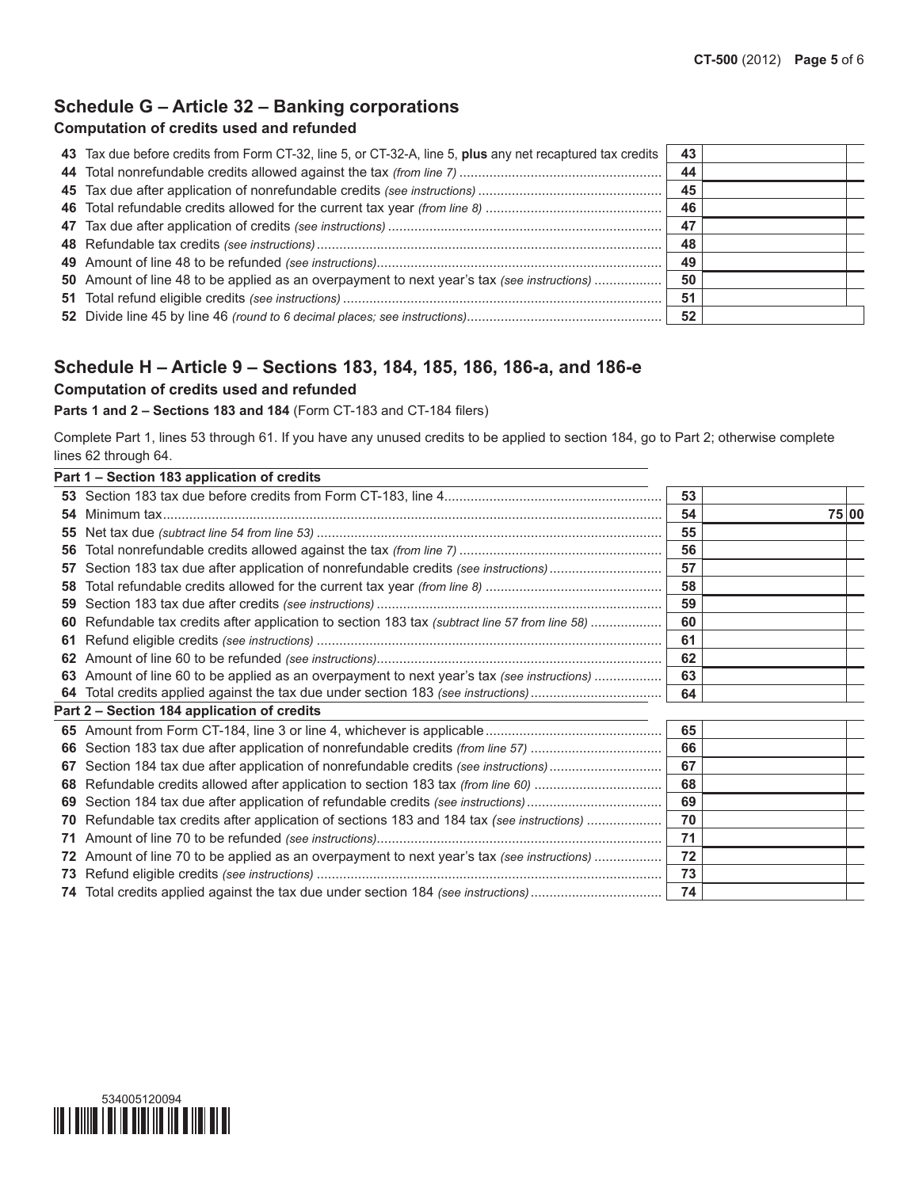## Schedule G – Article 32 – Banking corporations

### Computation of credits used and refunded

| Line | Description | | Amount |
|---|---|---|---|
| 43 | Tax due before credits from Form CT-32, line 5, or CT-32-A, line 5, **plus** any net recaptured tax credits | 43 | |
| 44 | Total nonrefundable credits allowed against the tax *(from line 7)* | 44 | |
| 45 | Tax due after application of nonrefundable credits *(see instructions)* | 45 | |
| 46 | Total refundable credits allowed for the current tax year *(from line 8)* | 46 | |
| 47 | Tax due after application of credits *(see instructions)* | 47 | |
| 48 | Refundable tax credits *(see instructions)* | 48 | |
| 49 | Amount of line 48 to be refunded *(see instructions)* | 49 | |
| 50 | Amount of line 48 to be applied as an overpayment to next year's tax *(see instructions)* | 50 | |
| 51 | Total refund eligible credits *(see instructions)* | 51 | |
| 52 | Divide line 45 by line 46 *(round to 6 decimal places; see instructions)* | 52 | |

## Schedule H – Article 9 – Sections 183, 184, 185, 186, 186-a, and 186-e

### Computation of credits used and refunded

**Parts 1 and 2 – Sections 183 and 184** (Form CT-183 and CT-184 filers)

Complete Part 1, lines 53 through 61. If you have any unused credits to be applied to section 184, go to Part 2; otherwise complete lines 62 through 64.

| Line | Part 1 – Section 183 application of credits | | Amount |
|---|---|---|---|
| 53 | Section 183 tax due before credits from Form CT-183, line 4 | 53 | |
| 54 | Minimum tax | 54 | 75 00 |
| 55 | Net tax due *(subtract line 54 from line 53)* | 55 | |
| 56 | Total nonrefundable credits allowed against the tax *(from line 7)* | 56 | |
| 57 | Section 183 tax due after application of nonrefundable credits *(see instructions)* | 57 | |
| 58 | Total refundable credits allowed for the current tax year *(from line 8)* | 58 | |
| 59 | Section 183 tax due after credits *(see instructions)* | 59 | |
| 60 | Refundable tax credits after application to section 183 tax *(subtract line 57 from line 58)* | 60 | |
| 61 | Refund eligible credits *(see instructions)* | 61 | |
| 62 | Amount of line 60 to be refunded *(see instructions)* | 62 | |
| 63 | Amount of line 60 to be applied as an overpayment to next year's tax *(see instructions)* | 63 | |
| 64 | Total credits applied against the tax due under section 183 *(see instructions)* | 64 | |

| Line | Part 2 – Section 184 application of credits | | Amount |
|---|---|---|---|
| 65 | Amount from Form CT-184, line 3 or line 4, whichever is applicable | 65 | |
| 66 | Section 183 tax due after application of nonrefundable credits *(from line 57)* | 66 | |
| 67 | Section 184 tax due after application of nonrefundable credits *(see instructions)* | 67 | |
| 68 | Refundable credits allowed after application to section 183 tax *(from line 60)* | 68 | |
| 69 | Section 184 tax due after application of refundable credits *(see instructions)* | 69 | |
| 70 | Refundable tax credits after application of sections 183 and 184 tax *(see instructions)* | 70 | |
| 71 | Amount of line 70 to be refunded *(see instructions)* | 71 | |
| 72 | Amount of line 70 to be applied as an overpayment to next year's tax *(see instructions)* | 72 | |
| 73 | Refund eligible credits *(see instructions)* | 73 | |
| 74 | Total credits applied against the tax due under section 184 *(see instructions)* | 74 | |

534005120094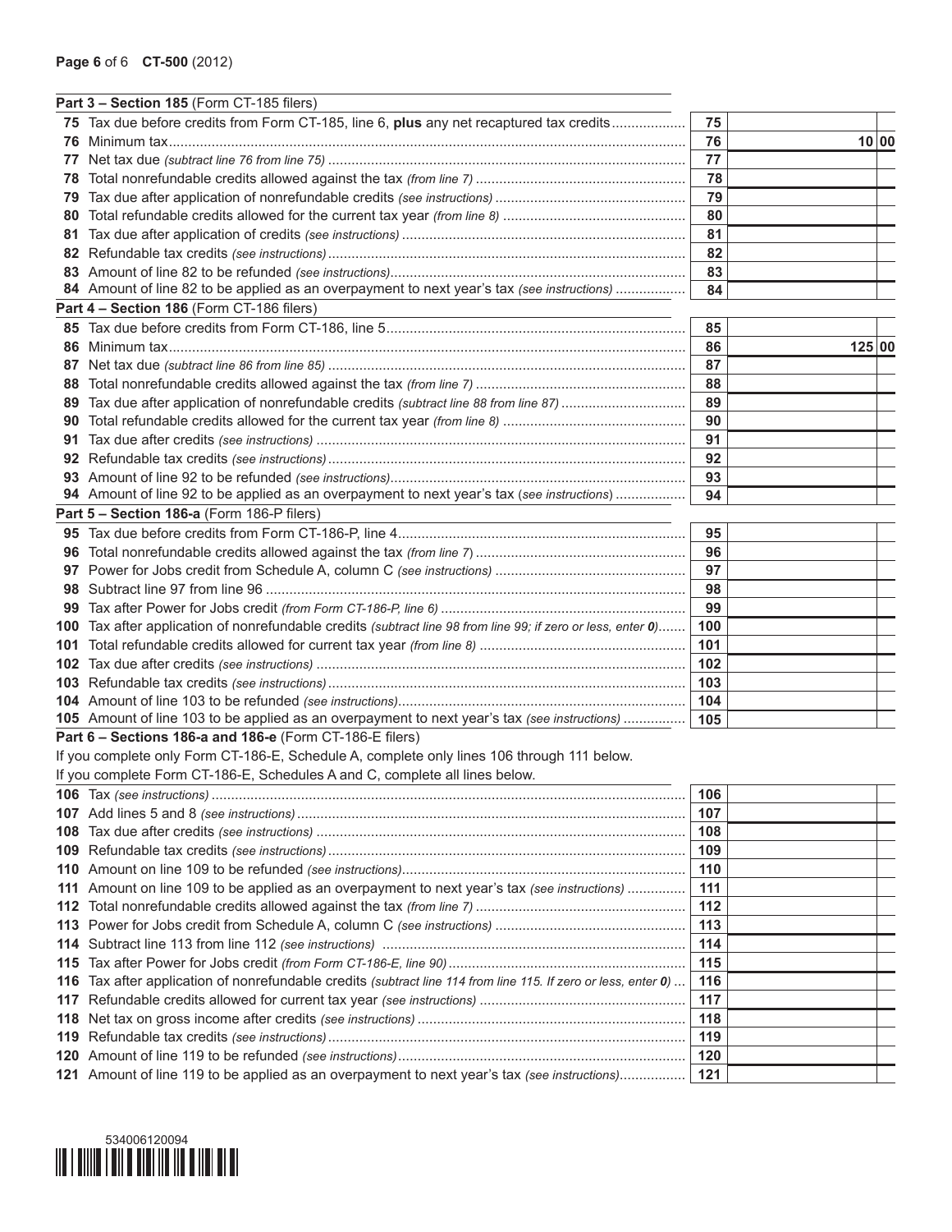### Part 3 – Section 185 (Form CT-185 filers)

| | | | |
|---|---|---|---|
| 75 | Tax due before credits from Form CT-185, line 6, **plus** any net recaptured tax credits | 75 | |
| 76 | Minimum tax | 76 | 10 00 |
| 77 | Net tax due *(subtract line 76 from line 75)* | 77 | |
| 78 | Total nonrefundable credits allowed against the tax *(from line 7)* | 78 | |
| 79 | Tax due after application of nonrefundable credits *(see instructions)* | 79 | |
| 80 | Total refundable credits allowed for the current tax year *(from line 8)* | 80 | |
| 81 | Tax due after application of credits *(see instructions)* | 81 | |
| 82 | Refundable tax credits *(see instructions)* | 82 | |
| 83 | Amount of line 82 to be refunded *(see instructions)* | 83 | |
| 84 | Amount of line 82 to be applied as an overpayment to next year's tax *(see instructions)* | 84 | |

### Part 4 – Section 186 (Form CT-186 filers)

| | | | |
|---|---|---|---|
| 85 | Tax due before credits from Form CT-186, line 5 | 85 | |
| 86 | Minimum tax | 86 | 125 00 |
| 87 | Net tax due *(subtract line 86 from line 85)* | 87 | |
| 88 | Total nonrefundable credits allowed against the tax *(from line 7)* | 88 | |
| 89 | Tax due after application of nonrefundable credits *(subtract line 88 from line 87)* | 89 | |
| 90 | Total refundable credits allowed for the current tax year *(from line 8)* | 90 | |
| 91 | Tax due after credits *(see instructions)* | 91 | |
| 92 | Refundable tax credits *(see instructions)* | 92 | |
| 93 | Amount of line 92 to be refunded *(see instructions)* | 93 | |
| 94 | Amount of line 92 to be applied as an overpayment to next year's tax *(see instructions)* | 94 | |

### Part 5 – Section 186-a (Form 186-P filers)

| | | | |
|---|---|---|---|
| 95 | Tax due before credits from Form CT-186-P, line 4 | 95 | |
| 96 | Total nonrefundable credits allowed against the tax *(from line 7)* | 96 | |
| 97 | Power for Jobs credit from Schedule A, column C *(see instructions)* | 97 | |
| 98 | Subtract line 97 from line 96 | 98 | |
| 99 | Tax after Power for Jobs credit *(from Form CT-186-P, line 6)* | 99 | |
| 100 | Tax after application of nonrefundable credits *(subtract line 98 from line 99; if zero or less, enter **0**)* | 100 | |
| 101 | Total refundable credits allowed for current tax year *(from line 8)* | 101 | |
| 102 | Tax due after credits *(see instructions)* | 102 | |
| 103 | Refundable tax credits *(see instructions)* | 103 | |
| 104 | Amount of line 103 to be refunded *(see instructions)* | 104 | |
| 105 | Amount of line 103 to be applied as an overpayment to next year's tax *(see instructions)* | 105 | |

### Part 6 – Sections 186-a and 186-e (Form CT-186-E filers)

If you complete only Form CT-186-E, Schedule A, complete only lines 106 through 111 below.

If you complete Form CT-186-E, Schedules A and C, complete all lines below.

| | | | |
|---|---|---|---|
| 106 | Tax *(see instructions)* | 106 | |
| 107 | Add lines 5 and 8 *(see instructions)* | 107 | |
| 108 | Tax due after credits *(see instructions)* | 108 | |
| 109 | Refundable tax credits *(see instructions)* | 109 | |
| 110 | Amount on line 109 to be refunded *(see instructions)* | 110 | |
| 111 | Amount on line 109 to be applied as an overpayment to next year's tax *(see instructions)* | 111 | |
| 112 | Total nonrefundable credits allowed against the tax *(from line 7)* | 112 | |
| 113 | Power for Jobs credit from Schedule A, column C *(see instructions)* | 113 | |
| 114 | Subtract line 113 from line 112 *(see instructions)* | 114 | |
| 115 | Tax after Power for Jobs credit *(from Form CT-186-E, line 90)* | 115 | |
| 116 | Tax after application of nonrefundable credits *(subtract line 114 from line 115. If zero or less, enter **0**)* | 116 | |
| 117 | Refundable credits allowed for current tax year *(see instructions)* | 117 | |
| 118 | Net tax on gross income after credits *(see instructions)* | 118 | |
| 119 | Refundable tax credits *(see instructions)* | 119 | |
| 120 | Amount of line 119 to be refunded *(see instructions)* | 120 | |
| 121 | Amount of line 119 to be applied as an overpayment to next year's tax *(see instructions)* | 121 | |

534006120094